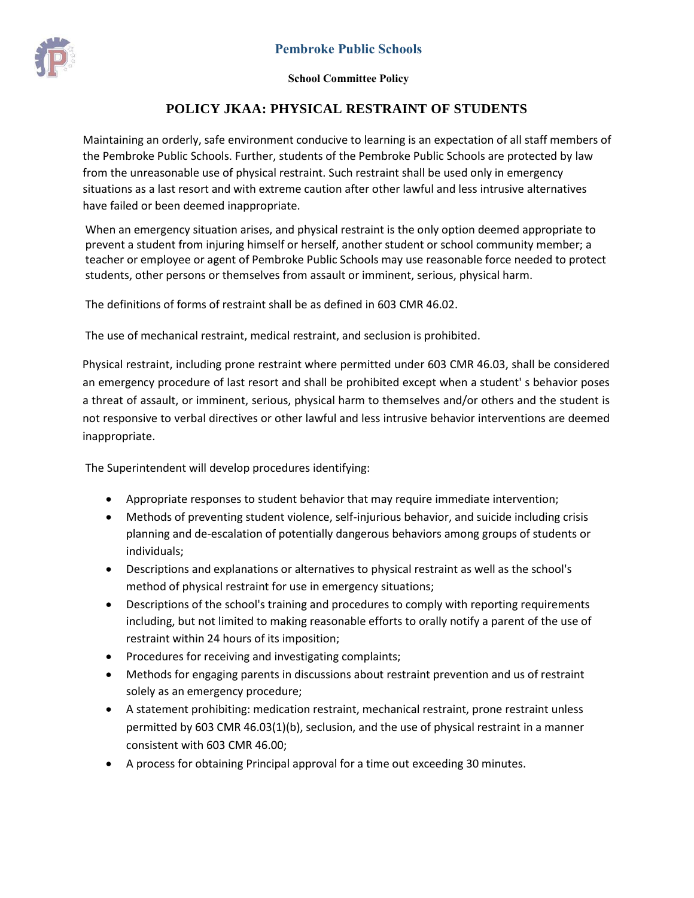**Pembroke Public Schools**

**School Committee Policy**

# POLICY JKAA: PHYSICAL RESTRAINT OF STUDENTS

Maintaining an orderly, safe environment conducive to learning is an expectation of all staff members of the Pembroke Public Schools. Further, students of the Pembroke Public Schools are protected by law from the unreasonable use of physical restraint. Such restraint shall be used only in emergency situations as a last resort and with extreme caution after other lawful and less intrusive alternatives have failed or been deemed inappropriate.

When an emergency situation arises, and physical restraint is the only option deemed appropriate to prevent a student from injuring himself or herself, another student or school community member; a teacher or employee or agent of Pembroke Public Schools may use reasonable force needed to protect students, other persons or themselves from assault or imminent, serious, physical harm.

The definitions of forms of restraint shall be as defined in 603 CMR 46.02.

The use of mechanical restraint, medical restraint, and seclusion is prohibited.

Physical restraint, including prone restraint where permitted under 603 CMR 46.03, shall be considered an emergency procedure of last resort and shall be prohibited except when a student' s behavior poses a threat of assault, or imminent, serious, physical harm to themselves and/or others and the student is not responsive to verbal directives or other lawful and less intrusive behavior interventions are deemed inappropriate.

The Superintendent will develop procedures identifying:

- Appropriate responses to student behavior that may require immediate intervention;
- Methods of preventing student violence, self-injurious behavior, and suicide including crisis planning and de-escalation of potentially dangerous behaviors among groups of students or individuals;
- Descriptions and explanations or alternatives to physical restraint as well as the school's method of physical restraint for use in emergency situations;
- Descriptions of the school's training and procedures to comply with reporting requirements including, but not limited to making reasonable efforts to orally notify a parent of the use of restraint within 24 hours of its imposition;
- Procedures for receiving and investigating complaints;
- Methods for engaging parents in discussions about restraint prevention and us of restraint solely as an emergency procedure;
- A statement prohibiting: medication restraint, mechanical restraint, prone restraint unless permitted by 603 CMR 46.03(1)(b), seclusion, and the use of physical restraint in a manner consistent with 603 CMR 46.00;
- A process for obtaining Principal approval for a time out exceeding 30 minutes.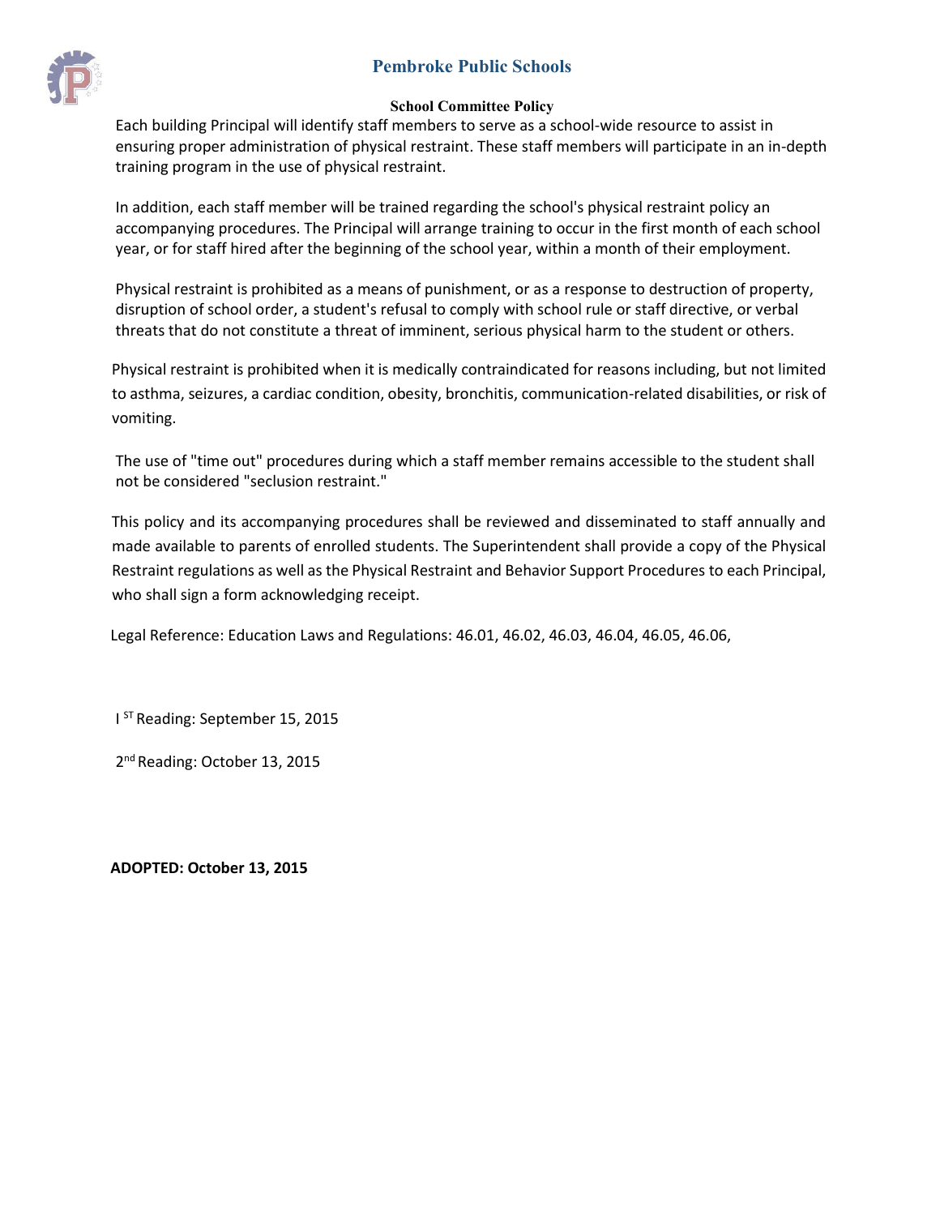Each building Principal will identify staff members to serve as a school-wide resource to assist in ensuring proper administration of physical restraint. These staff members will participate in an in-depth training program in the use of physical restraint.

In addition, each staff member will be trained regarding the school's physical restraint policy an accompanying procedures. The Principal will arrange training to occur in the first month of each school year, or for staff hired after the beginning of the school year, within a month of their employment.

Physical restraint is prohibited as a means of punishment, or as a response to destruction of property, disruption of school order, a student's refusal to comply with school rule or staff directive, or verbal threats that do not constitute a threat of imminent, serious physical harm to the student or others.

Physical restraint is prohibited when it is medically contraindicated for reasons including, but not limited to asthma, seizures, a cardiac condition, obesity, bronchitis, communication-related disabilities, or risk of vomiting.

The use of "time out" procedures during which a staff member remains accessible to the student shall not be considered "seclusion restraint."

This policy and its accompanying procedures shall be reviewed and disseminated to staff annually and made available to parents of enrolled students. The Superintendent shall provide a copy of the Physical Restraint regulations as well as the Physical Restraint and Behavior Support Procedures to each Principal, who shall sign a form acknowledging receipt.

Legal Reference: Education Laws and Regulations: 46.01, 46.02, 46.03, 46.04, 46.05, 46.06,

1st Reading: September 15, 2015

2nd Reading: October 13, 2015

**ADOPTED: October 13, 2015**